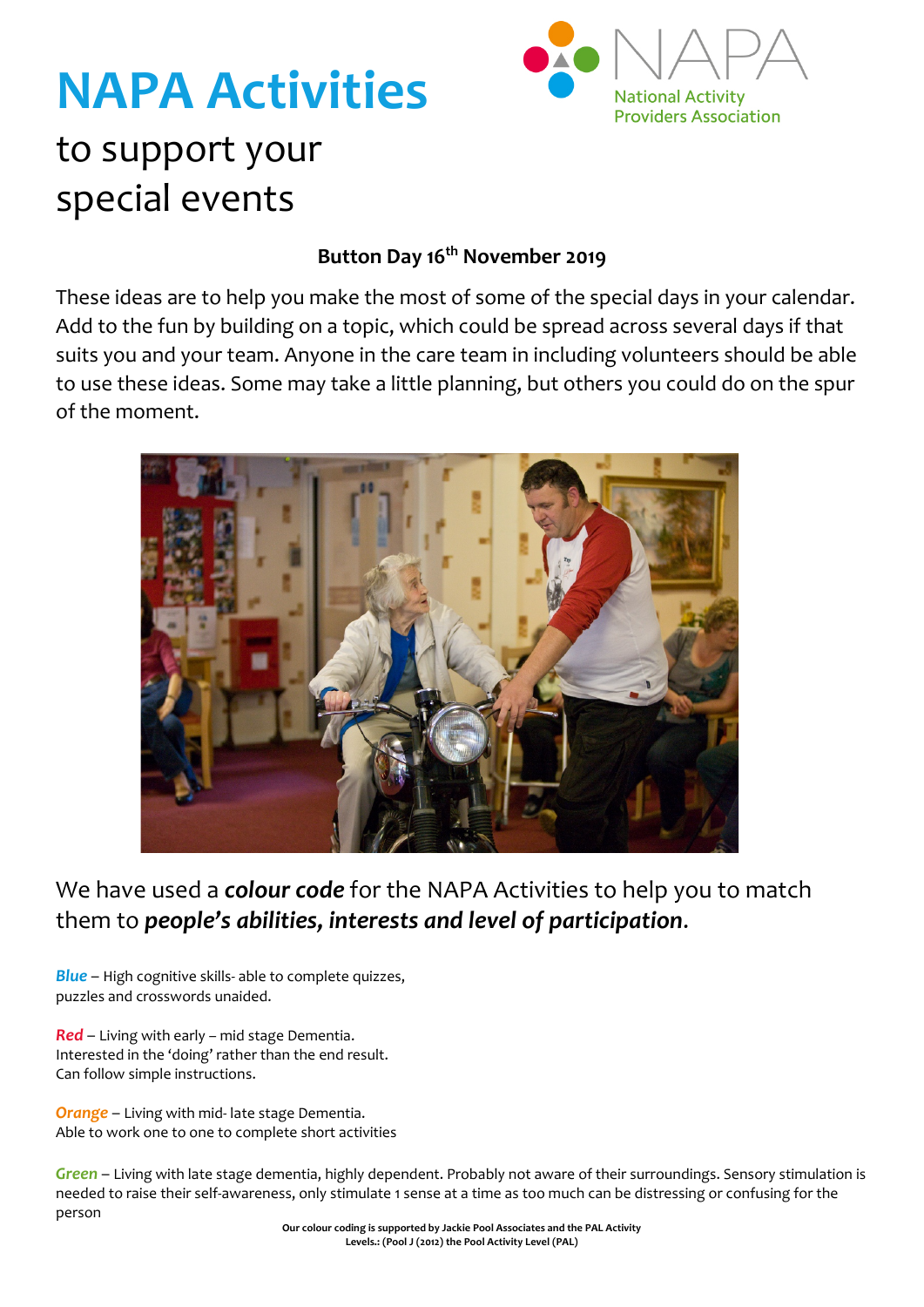# NAPA Activities

to support your special events

National Activity Providers Association

**Button Day 16th November 2019**

These ideas are to help you make the most of some of the special days in your calendar. Add to the fun by building on a topic, which could be spread across several days if that suits you and your team. Anyone in the care team in including volunteers should be able to use these ideas. Some may take a little planning, but others you could do on the spur of the moment.

We have used a ***colour code*** for the NAPA Activities to help you to match them to ***people's abilities, interests and level of participation***.

***Blue*** – High cognitive skills- able to complete quizzes, puzzles and crosswords unaided.

***Red*** – Living with early – mid stage Dementia. Interested in the 'doing' rather than the end result. Can follow simple instructions.

***Orange*** – Living with mid- late stage Dementia. Able to work one to one to complete short activities

***Green*** – Living with late stage dementia, highly dependent. Probably not aware of their surroundings. Sensory stimulation is needed to raise their self-awareness, only stimulate 1 sense at a time as too much can be distressing or confusing for the person

**Our colour coding is supported by Jackie Pool Associates and the PAL Activity Levels.: (Pool J (2012) the Pool Activity Level (PAL)**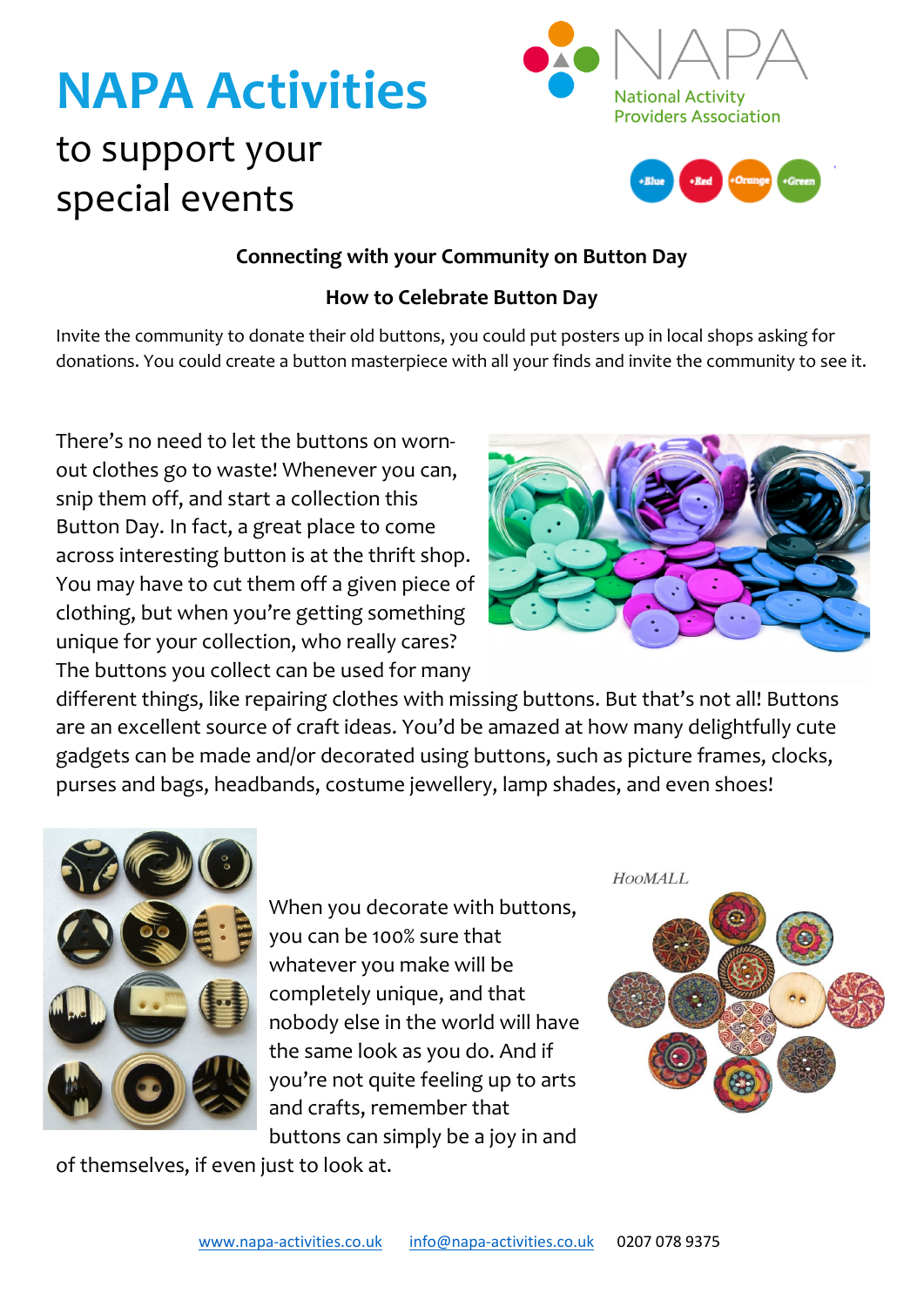# NAPA Activities

to support your special events

NAPA National Activity Providers Association

**Connecting with your Community on Button Day**

**How to Celebrate Button Day**

Invite the community to donate their old buttons, you could put posters up in local shops asking for donations. You could create a button masterpiece with all your finds and invite the community to see it.

There's no need to let the buttons on worn-out clothes go to waste! Whenever you can, snip them off, and start a collection this Button Day. In fact, a great place to come across interesting button is at the thrift shop. You may have to cut them off a given piece of clothing, but when you're getting something unique for your collection, who really cares? The buttons you collect can be used for many different things, like repairing clothes with missing buttons. But that's not all! Buttons are an excellent source of craft ideas. You'd be amazed at how many delightfully cute gadgets can be made and/or decorated using buttons, such as picture frames, clocks, purses and bags, headbands, costume jewellery, lamp shades, and even shoes!

When you decorate with buttons, you can be 100% sure that whatever you make will be completely unique, and that nobody else in the world will have the same look as you do. And if you're not quite feeling up to arts and crafts, remember that buttons can simply be a joy in and of themselves, if even just to look at.

www.napa-activities.co.uk info@napa-activities.co.uk 0207 078 9375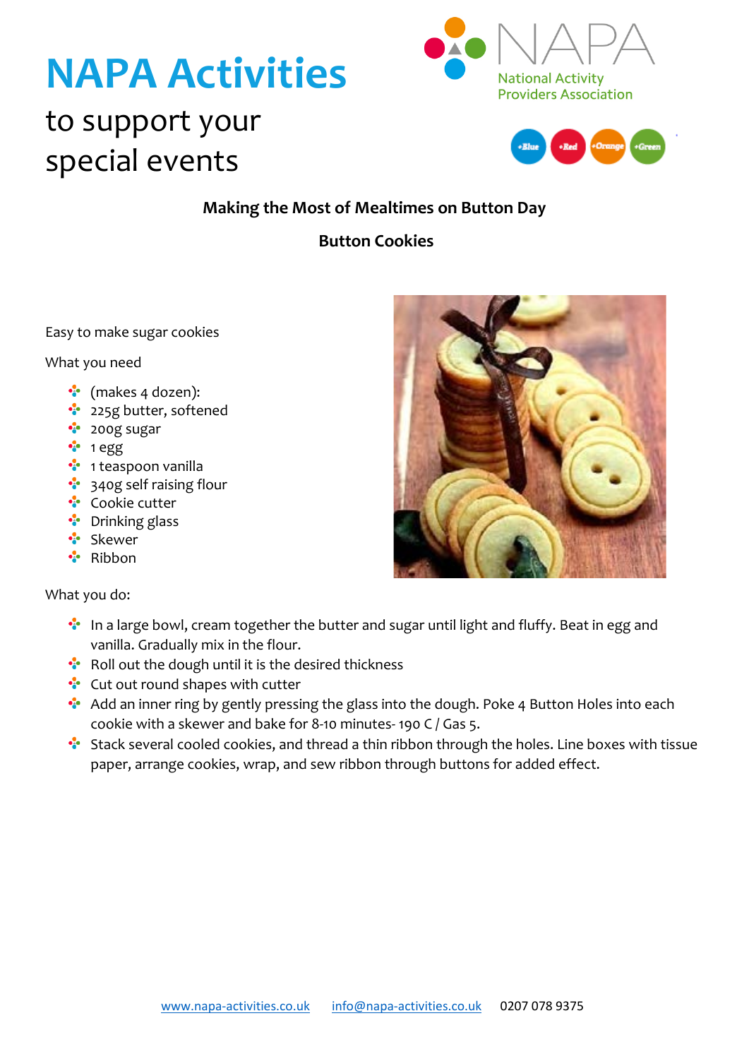# NAPA Activities

to support your special events

National Activity Providers Association

**Making the Most of Mealtimes on Button Day**

**Button Cookies**

Easy to make sugar cookies

What you need

- (makes 4 dozen):
- 225g butter, softened
- 200g sugar
- 1 egg
- 1 teaspoon vanilla
- 340g self raising flour
- Cookie cutter
- Drinking glass
- Skewer
- Ribbon

What you do:

- In a large bowl, cream together the butter and sugar until light and fluffy. Beat in egg and vanilla. Gradually mix in the flour.
- Roll out the dough until it is the desired thickness
- Cut out round shapes with cutter
- Add an inner ring by gently pressing the glass into the dough. Poke 4 Button Holes into each cookie with a skewer and bake for 8-10 minutes- 190 C / Gas 5.
- Stack several cooled cookies, and thread a thin ribbon through the holes. Line boxes with tissue paper, arrange cookies, wrap, and sew ribbon through buttons for added effect.

www.napa-activities.co.uk info@napa-activities.co.uk 0207 078 9375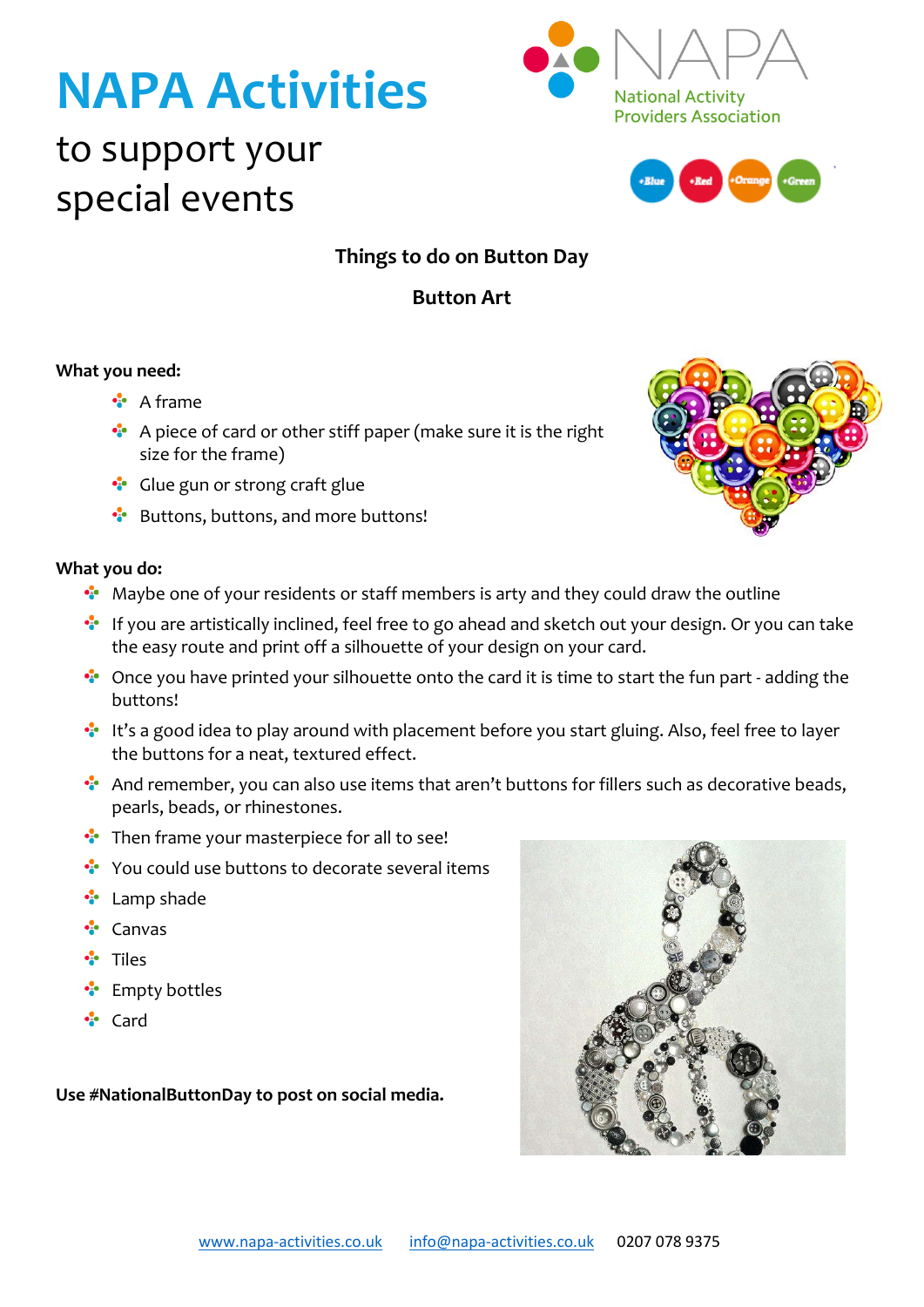# NAPA Activities

to support your special events

NAPA
National Activity Providers Association

## Things to do on Button Day

### Button Art

**What you need:**

- A frame
- A piece of card or other stiff paper (make sure it is the right size for the frame)
- Glue gun or strong craft glue
- Buttons, buttons, and more buttons!

**What you do:**

- Maybe one of your residents or staff members is arty and they could draw the outline
- If you are artistically inclined, feel free to go ahead and sketch out your design. Or you can take the easy route and print off a silhouette of your design on your card.
- Once you have printed your silhouette onto the card it is time to start the fun part - adding the buttons!
- It's a good idea to play around with placement before you start gluing. Also, feel free to layer the buttons for a neat, textured effect.
- And remember, you can also use items that aren't buttons for fillers such as decorative beads, pearls, beads, or rhinestones.
- Then frame your masterpiece for all to see!
- You could use buttons to decorate several items
- Lamp shade
- Canvas
- Tiles
- Empty bottles
- Card

**Use #NationalButtonDay to post on social media.**

www.napa-activities.co.uk info@napa-activities.co.uk 0207 078 9375